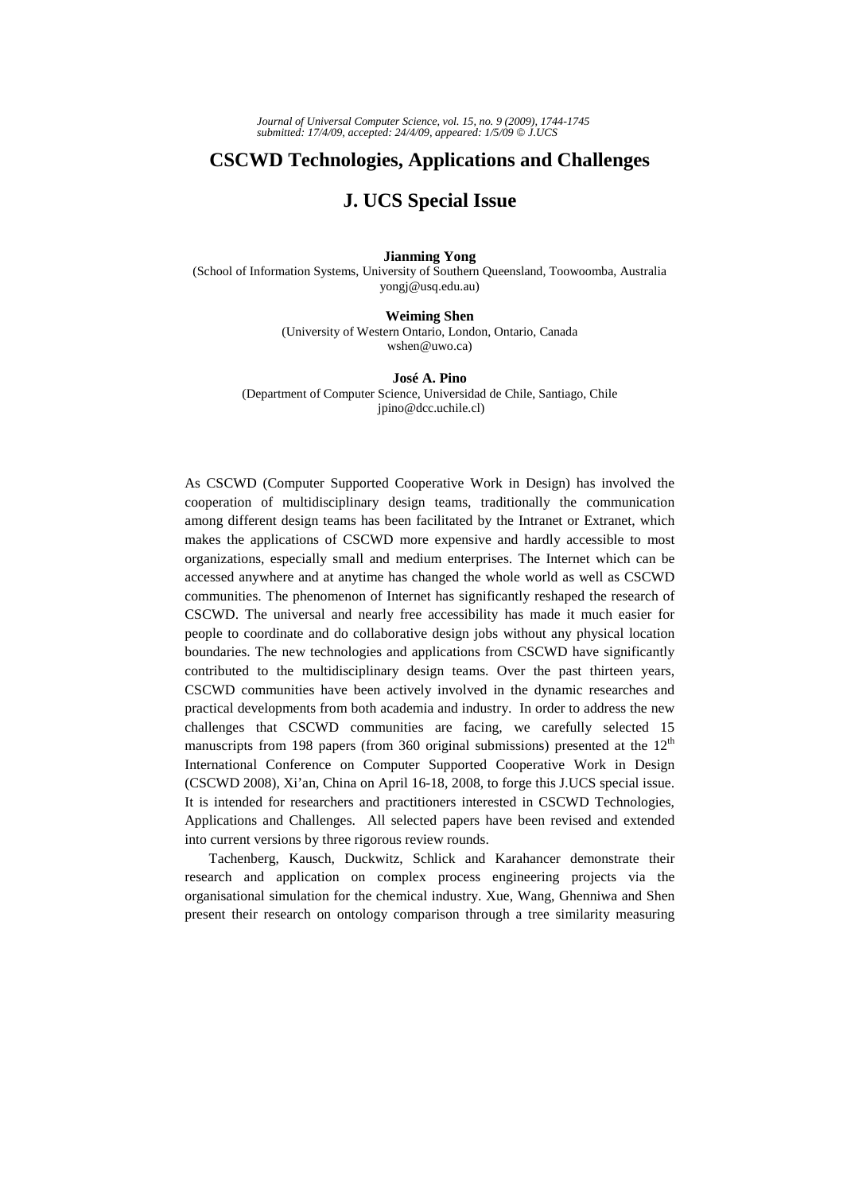# CSCWD Technologies, Applications and Challenges

# J. UCS Special Issue

**Jianming Yong**
(School of Information Systems, University of Southern Queensland, Toowoomba, Australia
yongj@usq.edu.au)

**Weiming Shen**
(University of Western Ontario, London, Ontario, Canada
wshen@uwo.ca)

**José A. Pino**
(Department of Computer Science, Universidad de Chile, Santiago, Chile
jpino@dcc.uchile.cl)

As CSCWD (Computer Supported Cooperative Work in Design) has involved the cooperation of multidisciplinary design teams, traditionally the communication among different design teams has been facilitated by the Intranet or Extranet, which makes the applications of CSCWD more expensive and hardly accessible to most organizations, especially small and medium enterprises. The Internet which can be accessed anywhere and at anytime has changed the whole world as well as CSCWD communities. The phenomenon of Internet has significantly reshaped the research of CSCWD. The universal and nearly free accessibility has made it much easier for people to coordinate and do collaborative design jobs without any physical location boundaries. The new technologies and applications from CSCWD have significantly contributed to the multidisciplinary design teams. Over the past thirteen years, CSCWD communities have been actively involved in the dynamic researches and practical developments from both academia and industry. In order to address the new challenges that CSCWD communities are facing, we carefully selected 15 manuscripts from 198 papers (from 360 original submissions) presented at the 12th International Conference on Computer Supported Cooperative Work in Design (CSCWD 2008), Xi'an, China on April 16-18, 2008, to forge this J.UCS special issue. It is intended for researchers and practitioners interested in CSCWD Technologies, Applications and Challenges. All selected papers have been revised and extended into current versions by three rigorous review rounds.

Tachenberg, Kausch, Duckwitz, Schlick and Karahancer demonstrate their research and application on complex process engineering projects via the organisational simulation for the chemical industry. Xue, Wang, Ghenniwa and Shen present their research on ontology comparison through a tree similarity measuring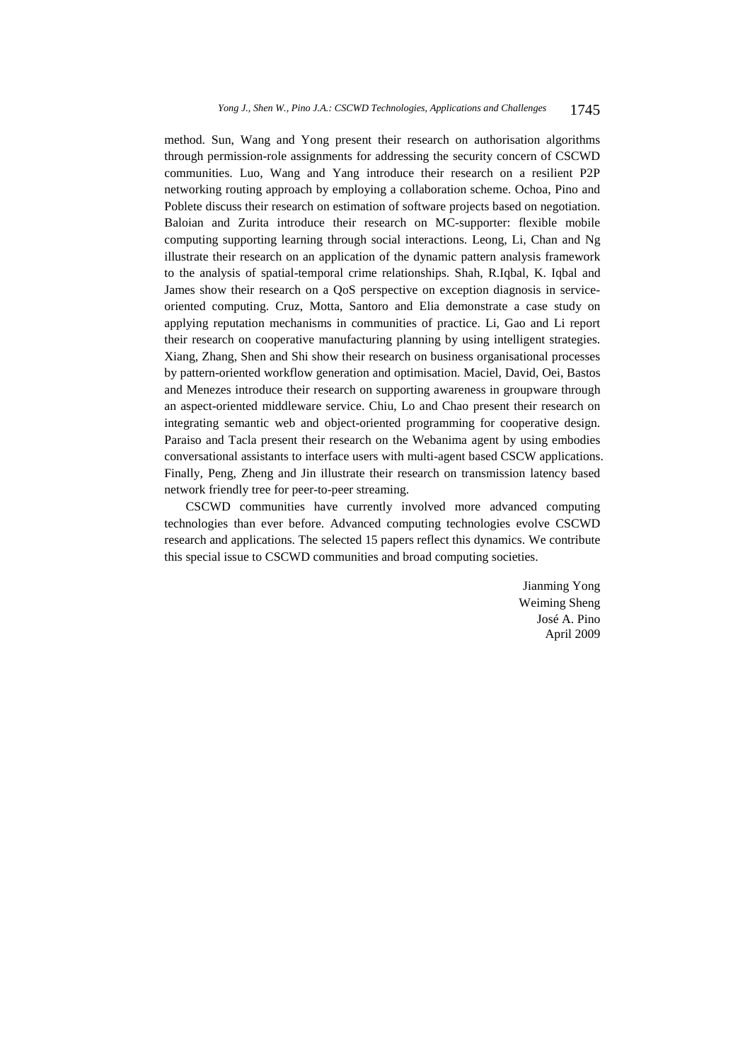method. Sun, Wang and Yong present their research on authorisation algorithms through permission-role assignments for addressing the security concern of CSCWD communities. Luo, Wang and Yang introduce their research on a resilient P2P networking routing approach by employing a collaboration scheme. Ochoa, Pino and Poblete discuss their research on estimation of software projects based on negotiation. Baloian and Zurita introduce their research on MC-supporter: flexible mobile computing supporting learning through social interactions. Leong, Li, Chan and Ng illustrate their research on an application of the dynamic pattern analysis framework to the analysis of spatial-temporal crime relationships. Shah, R.Iqbal, K. Iqbal and James show their research on a QoS perspective on exception diagnosis in service-oriented computing. Cruz, Motta, Santoro and Elia demonstrate a case study on applying reputation mechanisms in communities of practice. Li, Gao and Li report their research on cooperative manufacturing planning by using intelligent strategies. Xiang, Zhang, Shen and Shi show their research on business organisational processes by pattern-oriented workflow generation and optimisation. Maciel, David, Oei, Bastos and Menezes introduce their research on supporting awareness in groupware through an aspect-oriented middleware service. Chiu, Lo and Chao present their research on integrating semantic web and object-oriented programming for cooperative design. Paraiso and Tacla present their research on the Webanima agent by using embodies conversational assistants to interface users with multi-agent based CSCW applications. Finally, Peng, Zheng and Jin illustrate their research on transmission latency based network friendly tree for peer-to-peer streaming.

CSCWD communities have currently involved more advanced computing technologies than ever before. Advanced computing technologies evolve CSCWD research and applications. The selected 15 papers reflect this dynamics. We contribute this special issue to CSCWD communities and broad computing societies.

Jianming Yong  
Weiming Sheng  
José A. Pino  
April 2009